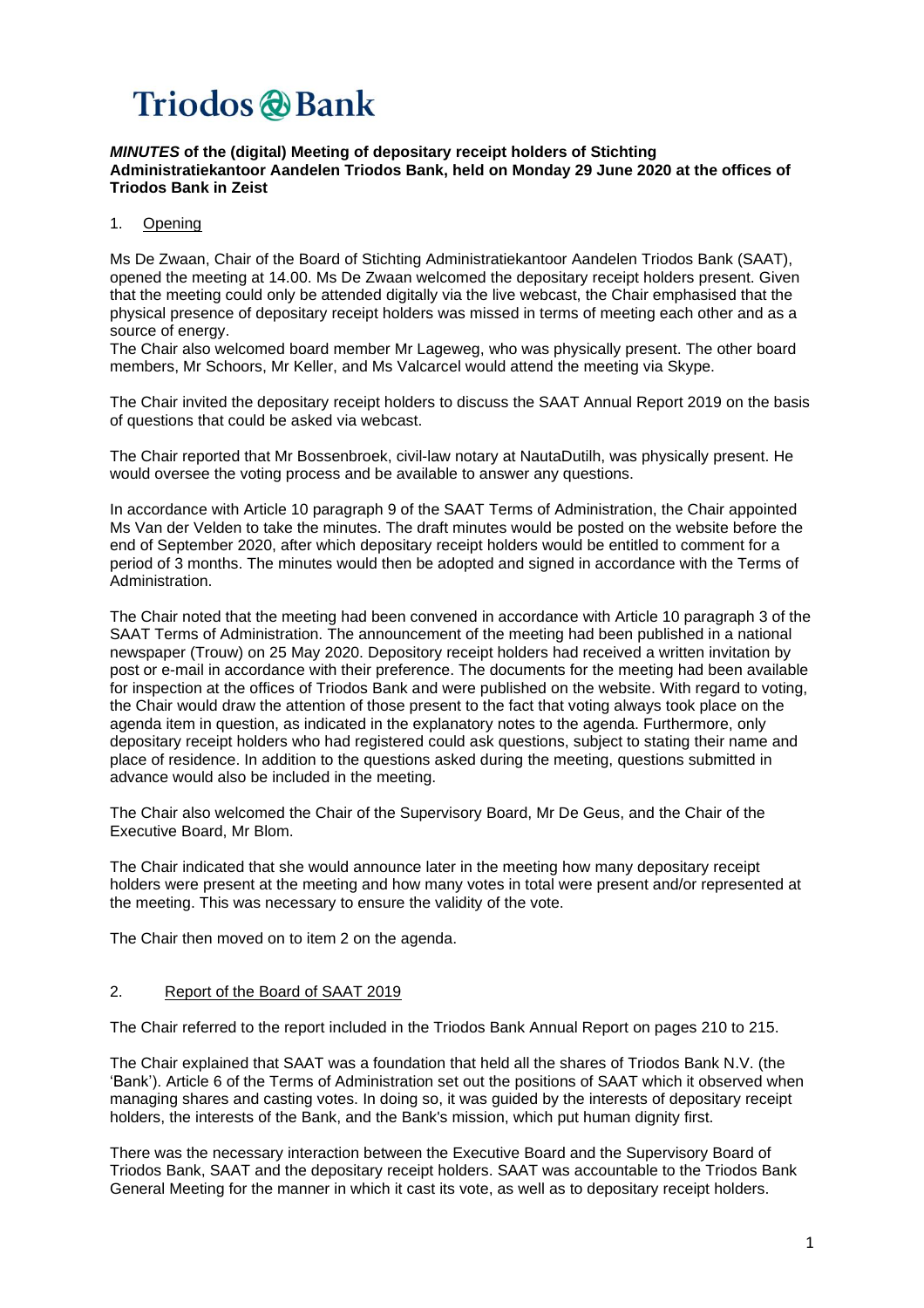# Triodos Bank

***MINUTES*** **of the (digital) Meeting of depositary receipt holders of Stichting Administratiekantoor Aandelen Triodos Bank, held on Monday 29 June 2020 at the offices of Triodos Bank in Zeist**

## 1. Opening

Ms De Zwaan, Chair of the Board of Stichting Administratiekantoor Aandelen Triodos Bank (SAAT), opened the meeting at 14.00. Ms De Zwaan welcomed the depositary receipt holders present. Given that the meeting could only be attended digitally via the live webcast, the Chair emphasised that the physical presence of depositary receipt holders was missed in terms of meeting each other and as a source of energy.
The Chair also welcomed board member Mr Lageweg, who was physically present. The other board members, Mr Schoors, Mr Keller, and Ms Valcarcel would attend the meeting via Skype.

The Chair invited the depositary receipt holders to discuss the SAAT Annual Report 2019 on the basis of questions that could be asked via webcast.

The Chair reported that Mr Bossenbroek, civil-law notary at NautaDutilh, was physically present. He would oversee the voting process and be available to answer any questions.

In accordance with Article 10 paragraph 9 of the SAAT Terms of Administration, the Chair appointed Ms Van der Velden to take the minutes. The draft minutes would be posted on the website before the end of September 2020, after which depositary receipt holders would be entitled to comment for a period of 3 months. The minutes would then be adopted and signed in accordance with the Terms of Administration.

The Chair noted that the meeting had been convened in accordance with Article 10 paragraph 3 of the SAAT Terms of Administration. The announcement of the meeting had been published in a national newspaper (Trouw) on 25 May 2020. Depository receipt holders had received a written invitation by post or e-mail in accordance with their preference. The documents for the meeting had been available for inspection at the offices of Triodos Bank and were published on the website. With regard to voting, the Chair would draw the attention of those present to the fact that voting always took place on the agenda item in question, as indicated in the explanatory notes to the agenda. Furthermore, only depositary receipt holders who had registered could ask questions, subject to stating their name and place of residence. In addition to the questions asked during the meeting, questions submitted in advance would also be included in the meeting.

The Chair also welcomed the Chair of the Supervisory Board, Mr De Geus, and the Chair of the Executive Board, Mr Blom.

The Chair indicated that she would announce later in the meeting how many depositary receipt holders were present at the meeting and how many votes in total were present and/or represented at the meeting. This was necessary to ensure the validity of the vote.

The Chair then moved on to item 2 on the agenda.

## 2. Report of the Board of SAAT 2019

The Chair referred to the report included in the Triodos Bank Annual Report on pages 210 to 215.

The Chair explained that SAAT was a foundation that held all the shares of Triodos Bank N.V. (the 'Bank'). Article 6 of the Terms of Administration set out the positions of SAAT which it observed when managing shares and casting votes. In doing so, it was guided by the interests of depositary receipt holders, the interests of the Bank, and the Bank's mission, which put human dignity first.

There was the necessary interaction between the Executive Board and the Supervisory Board of Triodos Bank, SAAT and the depositary receipt holders. SAAT was accountable to the Triodos Bank General Meeting for the manner in which it cast its vote, as well as to depositary receipt holders.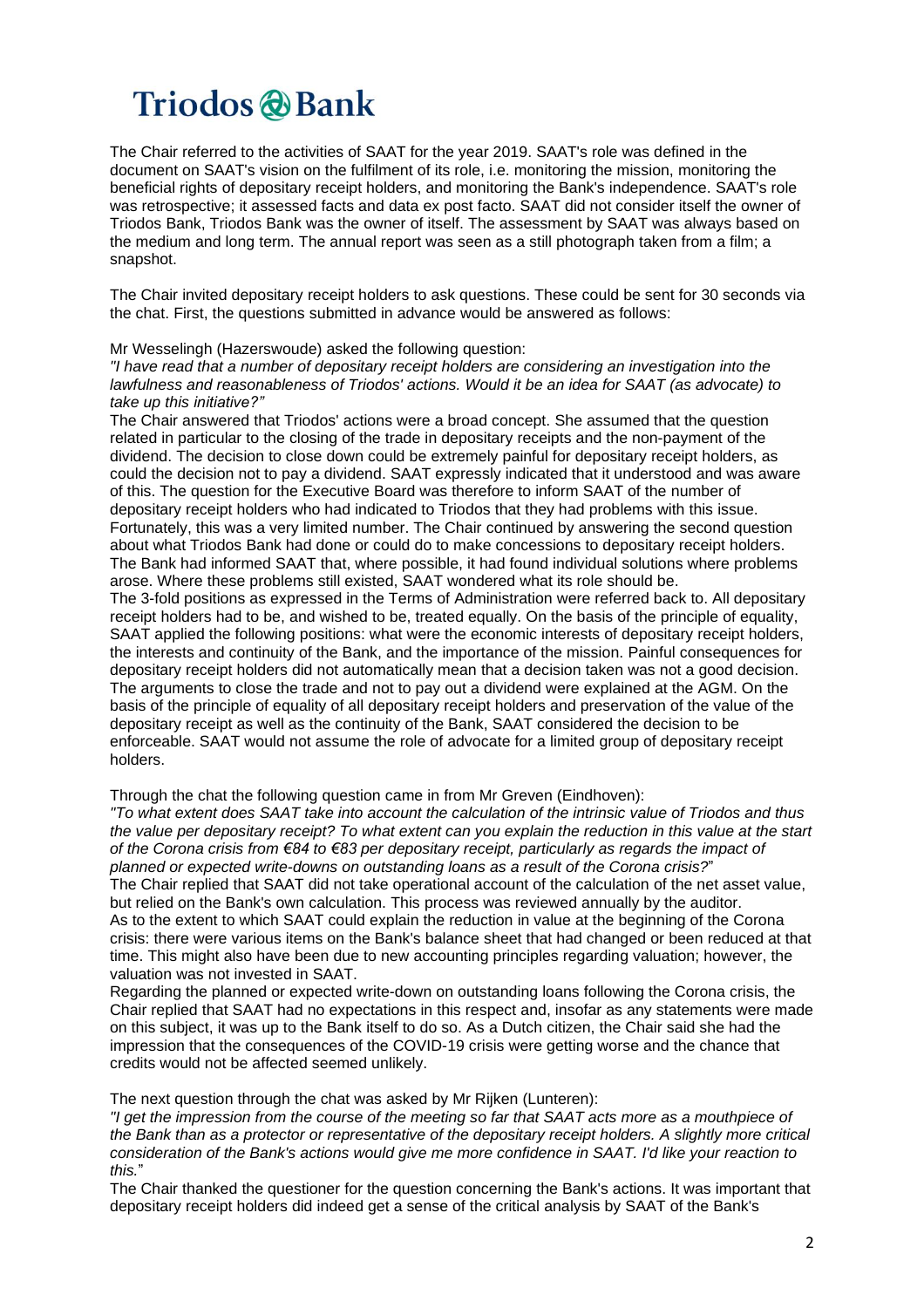The Chair referred to the activities of SAAT for the year 2019. SAAT's role was defined in the document on SAAT's vision on the fulfilment of its role, i.e. monitoring the mission, monitoring the beneficial rights of depositary receipt holders, and monitoring the Bank's independence. SAAT's role was retrospective; it assessed facts and data ex post facto. SAAT did not consider itself the owner of Triodos Bank, Triodos Bank was the owner of itself. The assessment by SAAT was always based on the medium and long term. The annual report was seen as a still photograph taken from a film; a snapshot.

The Chair invited depositary receipt holders to ask questions. These could be sent for 30 seconds via the chat. First, the questions submitted in advance would be answered as follows:

Mr Wesselingh (Hazerswoude) asked the following question:
*"I have read that a number of depositary receipt holders are considering an investigation into the lawfulness and reasonableness of Triodos' actions. Would it be an idea for SAAT (as advocate) to take up this initiative?"*
The Chair answered that Triodos' actions were a broad concept. She assumed that the question related in particular to the closing of the trade in depositary receipts and the non-payment of the dividend. The decision to close down could be extremely painful for depositary receipt holders, as could the decision not to pay a dividend. SAAT expressly indicated that it understood and was aware of this. The question for the Executive Board was therefore to inform SAAT of the number of depositary receipt holders who had indicated to Triodos that they had problems with this issue. Fortunately, this was a very limited number. The Chair continued by answering the second question about what Triodos Bank had done or could do to make concessions to depositary receipt holders. The Bank had informed SAAT that, where possible, it had found individual solutions where problems arose. Where these problems still existed, SAAT wondered what its role should be.
The 3-fold positions as expressed in the Terms of Administration were referred back to. All depositary receipt holders had to be, and wished to be, treated equally. On the basis of the principle of equality, SAAT applied the following positions: what were the economic interests of depositary receipt holders, the interests and continuity of the Bank, and the importance of the mission. Painful consequences for depositary receipt holders did not automatically mean that a decision taken was not a good decision. The arguments to close the trade and not to pay out a dividend were explained at the AGM. On the basis of the principle of equality of all depositary receipt holders and preservation of the value of the depositary receipt as well as the continuity of the Bank, SAAT considered the decision to be enforceable. SAAT would not assume the role of advocate for a limited group of depositary receipt holders.

Through the chat the following question came in from Mr Greven (Eindhoven):
*"To what extent does SAAT take into account the calculation of the intrinsic value of Triodos and thus the value per depositary receipt? To what extent can you explain the reduction in this value at the start of the Corona crisis from €84 to €83 per depositary receipt, particularly as regards the impact of planned or expected write-downs on outstanding loans as a result of the Corona crisis?"*
The Chair replied that SAAT did not take operational account of the calculation of the net asset value, but relied on the Bank's own calculation. This process was reviewed annually by the auditor.
As to the extent to which SAAT could explain the reduction in value at the beginning of the Corona crisis: there were various items on the Bank's balance sheet that had changed or been reduced at that time. This might also have been due to new accounting principles regarding valuation; however, the valuation was not invested in SAAT.
Regarding the planned or expected write-down on outstanding loans following the Corona crisis, the Chair replied that SAAT had no expectations in this respect and, insofar as any statements were made on this subject, it was up to the Bank itself to do so. As a Dutch citizen, the Chair said she had the impression that the consequences of the COVID-19 crisis were getting worse and the chance that credits would not be affected seemed unlikely.

The next question through the chat was asked by Mr Rijken (Lunteren):
*"I get the impression from the course of the meeting so far that SAAT acts more as a mouthpiece of the Bank than as a protector or representative of the depositary receipt holders. A slightly more critical consideration of the Bank's actions would give me more confidence in SAAT. I'd like your reaction to this."*
The Chair thanked the questioner for the question concerning the Bank's actions. It was important that depositary receipt holders did indeed get a sense of the critical analysis by SAAT of the Bank's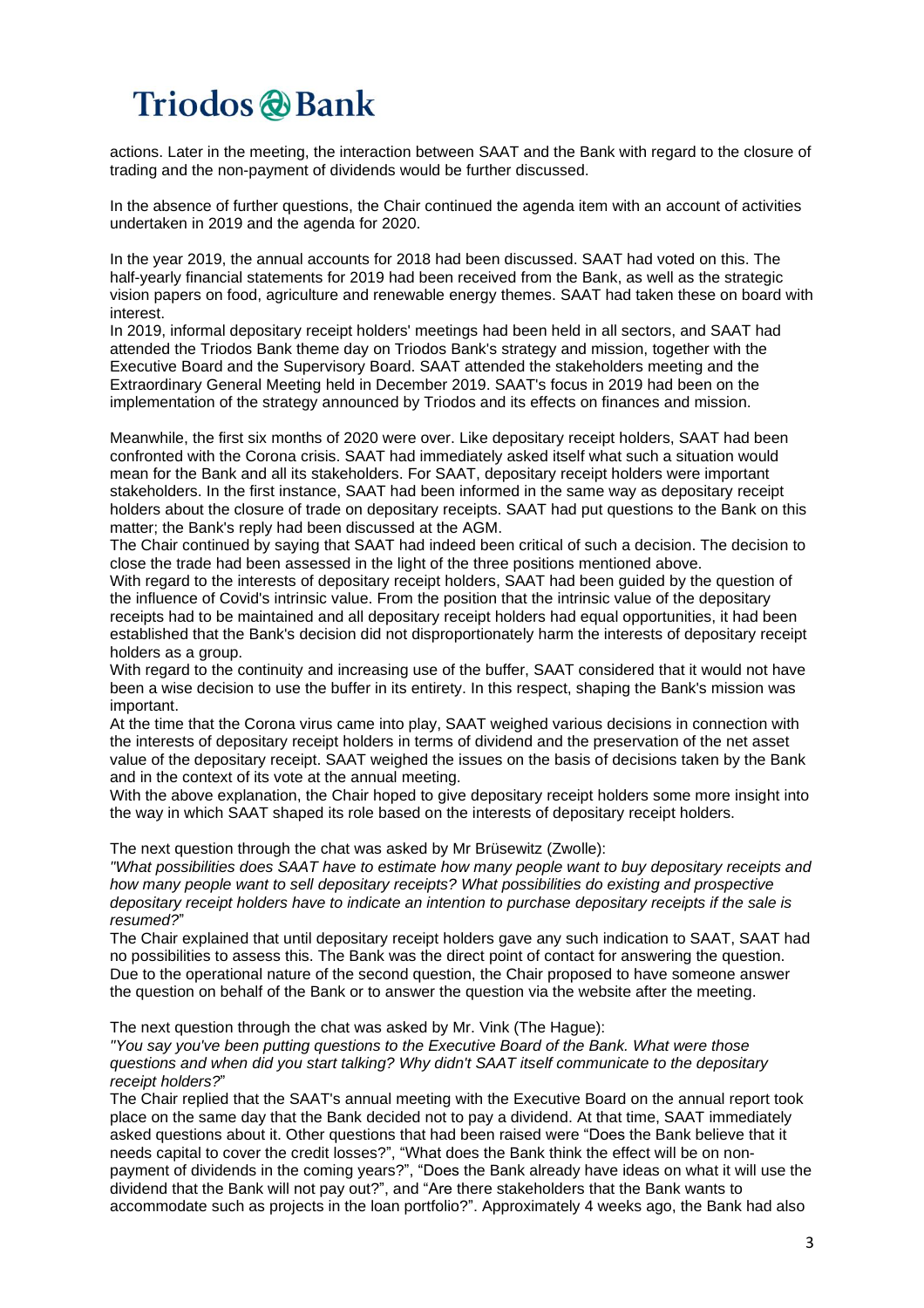actions. Later in the meeting, the interaction between SAAT and the Bank with regard to the closure of trading and the non-payment of dividends would be further discussed.

In the absence of further questions, the Chair continued the agenda item with an account of activities undertaken in 2019 and the agenda for 2020.

In the year 2019, the annual accounts for 2018 had been discussed. SAAT had voted on this. The half-yearly financial statements for 2019 had been received from the Bank, as well as the strategic vision papers on food, agriculture and renewable energy themes. SAAT had taken these on board with interest.

In 2019, informal depositary receipt holders' meetings had been held in all sectors, and SAAT had attended the Triodos Bank theme day on Triodos Bank's strategy and mission, together with the Executive Board and the Supervisory Board. SAAT attended the stakeholders meeting and the Extraordinary General Meeting held in December 2019. SAAT's focus in 2019 had been on the implementation of the strategy announced by Triodos and its effects on finances and mission.

Meanwhile, the first six months of 2020 were over. Like depositary receipt holders, SAAT had been confronted with the Corona crisis. SAAT had immediately asked itself what such a situation would mean for the Bank and all its stakeholders. For SAAT, depositary receipt holders were important stakeholders. In the first instance, SAAT had been informed in the same way as depositary receipt holders about the closure of trade on depositary receipts. SAAT had put questions to the Bank on this matter; the Bank's reply had been discussed at the AGM.

The Chair continued by saying that SAAT had indeed been critical of such a decision. The decision to close the trade had been assessed in the light of the three positions mentioned above.

With regard to the interests of depositary receipt holders, SAAT had been guided by the question of the influence of Covid's intrinsic value. From the position that the intrinsic value of the depositary receipts had to be maintained and all depositary receipt holders had equal opportunities, it had been established that the Bank's decision did not disproportionately harm the interests of depositary receipt holders as a group.

With regard to the continuity and increasing use of the buffer, SAAT considered that it would not have been a wise decision to use the buffer in its entirety. In this respect, shaping the Bank's mission was important.

At the time that the Corona virus came into play, SAAT weighed various decisions in connection with the interests of depositary receipt holders in terms of dividend and the preservation of the net asset value of the depositary receipt. SAAT weighed the issues on the basis of decisions taken by the Bank and in the context of its vote at the annual meeting.

With the above explanation, the Chair hoped to give depositary receipt holders some more insight into the way in which SAAT shaped its role based on the interests of depositary receipt holders.

The next question through the chat was asked by Mr Brüsewitz (Zwolle):

*"What possibilities does SAAT have to estimate how many people want to buy depositary receipts and how many people want to sell depositary receipts? What possibilities do existing and prospective depositary receipt holders have to indicate an intention to purchase depositary receipts if the sale is resumed?"*

The Chair explained that until depositary receipt holders gave any such indication to SAAT, SAAT had no possibilities to assess this. The Bank was the direct point of contact for answering the question. Due to the operational nature of the second question, the Chair proposed to have someone answer the question on behalf of the Bank or to answer the question via the website after the meeting.

The next question through the chat was asked by Mr. Vink (The Hague):

*"You say you've been putting questions to the Executive Board of the Bank. What were those questions and when did you start talking? Why didn't SAAT itself communicate to the depositary receipt holders?"*

The Chair replied that the SAAT's annual meeting with the Executive Board on the annual report took place on the same day that the Bank decided not to pay a dividend. At that time, SAAT immediately asked questions about it. Other questions that had been raised were "Does the Bank believe that it needs capital to cover the credit losses?", "What does the Bank think the effect will be on non-payment of dividends in the coming years?", "Does the Bank already have ideas on what it will use the dividend that the Bank will not pay out?", and "Are there stakeholders that the Bank wants to accommodate such as projects in the loan portfolio?". Approximately 4 weeks ago, the Bank had also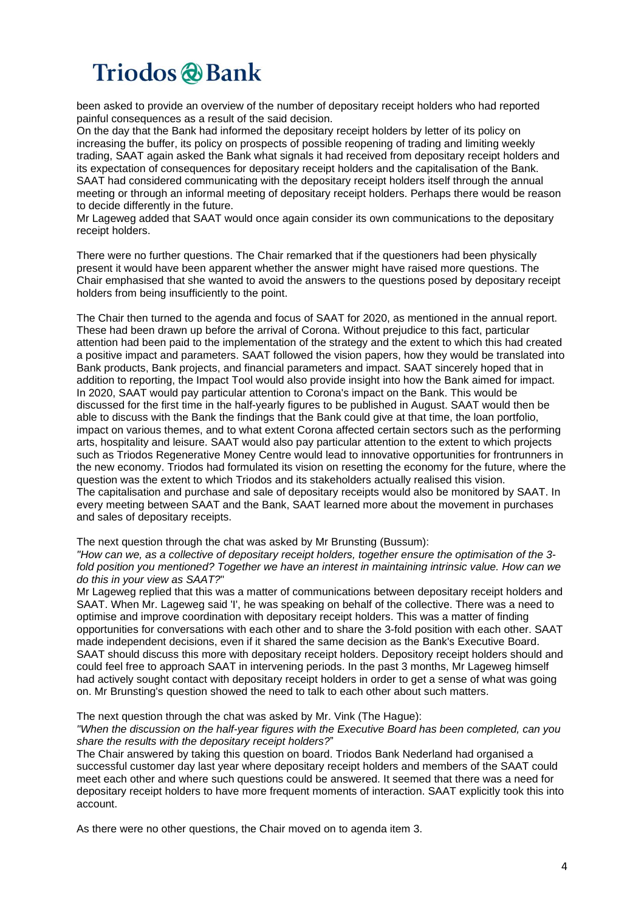been asked to provide an overview of the number of depositary receipt holders who had reported painful consequences as a result of the said decision.
On the day that the Bank had informed the depositary receipt holders by letter of its policy on increasing the buffer, its policy on prospects of possible reopening of trading and limiting weekly trading, SAAT again asked the Bank what signals it had received from depositary receipt holders and its expectation of consequences for depositary receipt holders and the capitalisation of the Bank. SAAT had considered communicating with the depositary receipt holders itself through the annual meeting or through an informal meeting of depositary receipt holders. Perhaps there would be reason to decide differently in the future.
Mr Lageweg added that SAAT would once again consider its own communications to the depositary receipt holders.

There were no further questions. The Chair remarked that if the questioners had been physically present it would have been apparent whether the answer might have raised more questions. The Chair emphasised that she wanted to avoid the answers to the questions posed by depositary receipt holders from being insufficiently to the point.

The Chair then turned to the agenda and focus of SAAT for 2020, as mentioned in the annual report. These had been drawn up before the arrival of Corona. Without prejudice to this fact, particular attention had been paid to the implementation of the strategy and the extent to which this had created a positive impact and parameters. SAAT followed the vision papers, how they would be translated into Bank products, Bank projects, and financial parameters and impact. SAAT sincerely hoped that in addition to reporting, the Impact Tool would also provide insight into how the Bank aimed for impact. In 2020, SAAT would pay particular attention to Corona's impact on the Bank. This would be discussed for the first time in the half-yearly figures to be published in August. SAAT would then be able to discuss with the Bank the findings that the Bank could give at that time, the loan portfolio, impact on various themes, and to what extent Corona affected certain sectors such as the performing arts, hospitality and leisure. SAAT would also pay particular attention to the extent to which projects such as Triodos Regenerative Money Centre would lead to innovative opportunities for frontrunners in the new economy. Triodos had formulated its vision on resetting the economy for the future, where the question was the extent to which Triodos and its stakeholders actually realised this vision.
The capitalisation and purchase and sale of depositary receipts would also be monitored by SAAT. In every meeting between SAAT and the Bank, SAAT learned more about the movement in purchases and sales of depositary receipts.

The next question through the chat was asked by Mr Brunsting (Bussum):
*"How can we, as a collective of depositary receipt holders, together ensure the optimisation of the 3-fold position you mentioned? Together we have an interest in maintaining intrinsic value. How can we do this in your view as SAAT?"*
Mr Lageweg replied that this was a matter of communications between depositary receipt holders and SAAT. When Mr. Lageweg said 'I', he was speaking on behalf of the collective. There was a need to optimise and improve coordination with depositary receipt holders. This was a matter of finding opportunities for conversations with each other and to share the 3-fold position with each other. SAAT made independent decisions, even if it shared the same decision as the Bank's Executive Board. SAAT should discuss this more with depositary receipt holders. Depository receipt holders should and could feel free to approach SAAT in intervening periods. In the past 3 months, Mr Lageweg himself had actively sought contact with depositary receipt holders in order to get a sense of what was going on. Mr Brunsting's question showed the need to talk to each other about such matters.

The next question through the chat was asked by Mr. Vink (The Hague):
*"When the discussion on the half-year figures with the Executive Board has been completed, can you share the results with the depositary receipt holders?"*
The Chair answered by taking this question on board. Triodos Bank Nederland had organised a successful customer day last year where depositary receipt holders and members of the SAAT could meet each other and where such questions could be answered. It seemed that there was a need for depositary receipt holders to have more frequent moments of interaction. SAAT explicitly took this into account.

As there were no other questions, the Chair moved on to agenda item 3.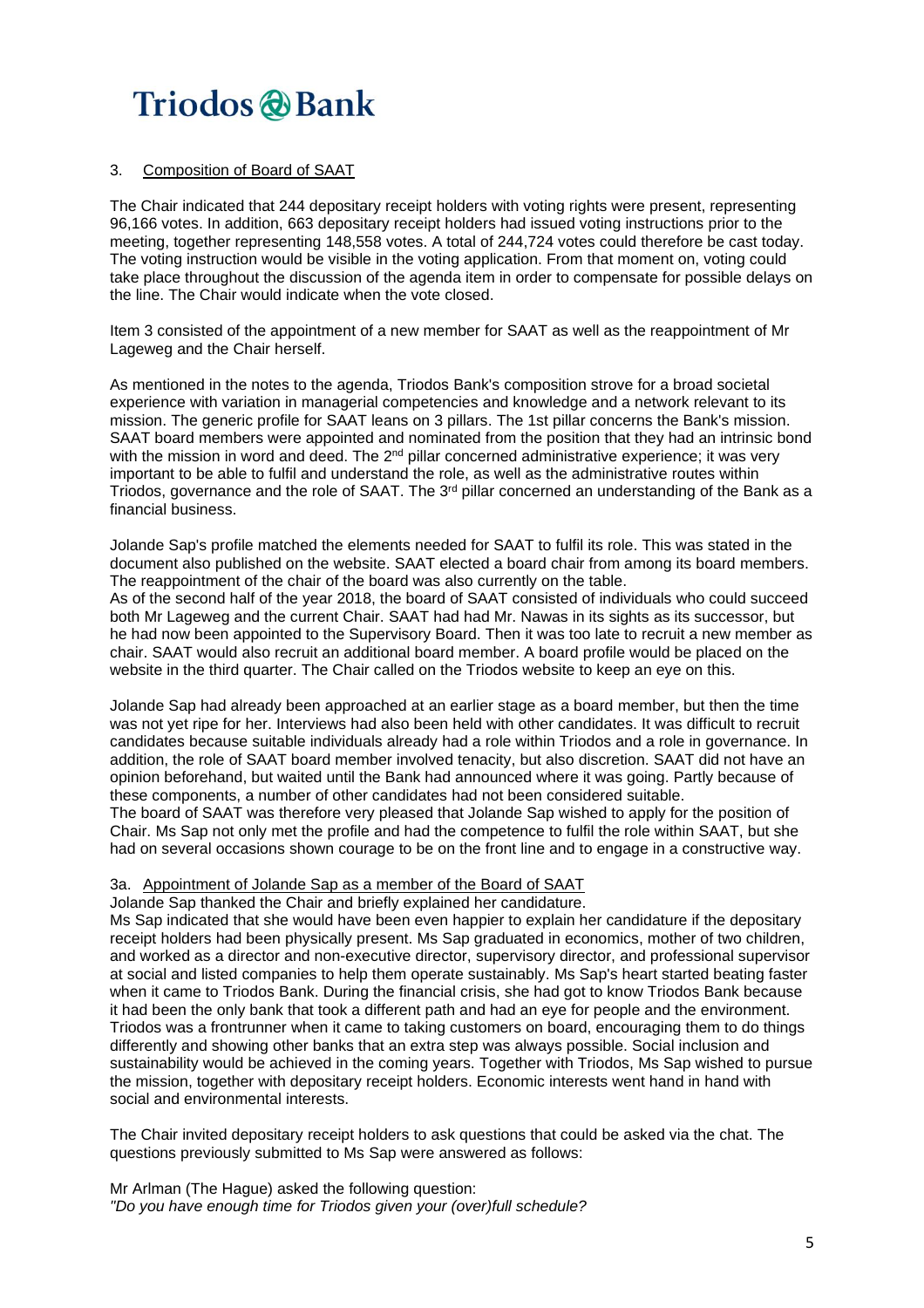### 3. Composition of Board of SAAT

The Chair indicated that 244 depositary receipt holders with voting rights were present, representing 96,166 votes. In addition, 663 depositary receipt holders had issued voting instructions prior to the meeting, together representing 148,558 votes. A total of 244,724 votes could therefore be cast today. The voting instruction would be visible in the voting application. From that moment on, voting could take place throughout the discussion of the agenda item in order to compensate for possible delays on the line. The Chair would indicate when the vote closed.

Item 3 consisted of the appointment of a new member for SAAT as well as the reappointment of Mr Lageweg and the Chair herself.

As mentioned in the notes to the agenda, Triodos Bank's composition strove for a broad societal experience with variation in managerial competencies and knowledge and a network relevant to its mission. The generic profile for SAAT leans on 3 pillars. The 1st pillar concerns the Bank's mission. SAAT board members were appointed and nominated from the position that they had an intrinsic bond with the mission in word and deed. The 2nd pillar concerned administrative experience; it was very important to be able to fulfil and understand the role, as well as the administrative routes within Triodos, governance and the role of SAAT. The 3rd pillar concerned an understanding of the Bank as a financial business.

Jolande Sap's profile matched the elements needed for SAAT to fulfil its role. This was stated in the document also published on the website. SAAT elected a board chair from among its board members. The reappointment of the chair of the board was also currently on the table.
As of the second half of the year 2018, the board of SAAT consisted of individuals who could succeed both Mr Lageweg and the current Chair. SAAT had had Mr. Nawas in its sights as its successor, but he had now been appointed to the Supervisory Board. Then it was too late to recruit a new member as chair. SAAT would also recruit an additional board member. A board profile would be placed on the website in the third quarter. The Chair called on the Triodos website to keep an eye on this.

Jolande Sap had already been approached at an earlier stage as a board member, but then the time was not yet ripe for her. Interviews had also been held with other candidates. It was difficult to recruit candidates because suitable individuals already had a role within Triodos and a role in governance. In addition, the role of SAAT board member involved tenacity, but also discretion. SAAT did not have an opinion beforehand, but waited until the Bank had announced where it was going. Partly because of these components, a number of other candidates had not been considered suitable.
The board of SAAT was therefore very pleased that Jolande Sap wished to apply for the position of Chair. Ms Sap not only met the profile and had the competence to fulfil the role within SAAT, but she had on several occasions shown courage to be on the front line and to engage in a constructive way.

#### 3a. Appointment of Jolande Sap as a member of the Board of SAAT

Jolande Sap thanked the Chair and briefly explained her candidature.
Ms Sap indicated that she would have been even happier to explain her candidature if the depositary receipt holders had been physically present. Ms Sap graduated in economics, mother of two children, and worked as a director and non-executive director, supervisory director, and professional supervisor at social and listed companies to help them operate sustainably. Ms Sap's heart started beating faster when it came to Triodos Bank. During the financial crisis, she had got to know Triodos Bank because it had been the only bank that took a different path and had an eye for people and the environment. Triodos was a frontrunner when it came to taking customers on board, encouraging them to do things differently and showing other banks that an extra step was always possible. Social inclusion and sustainability would be achieved in the coming years. Together with Triodos, Ms Sap wished to pursue the mission, together with depositary receipt holders. Economic interests went hand in hand with social and environmental interests.

The Chair invited depositary receipt holders to ask questions that could be asked via the chat. The questions previously submitted to Ms Sap were answered as follows:

Mr Arlman (The Hague) asked the following question:
*"Do you have enough time for Triodos given your (over)full schedule?*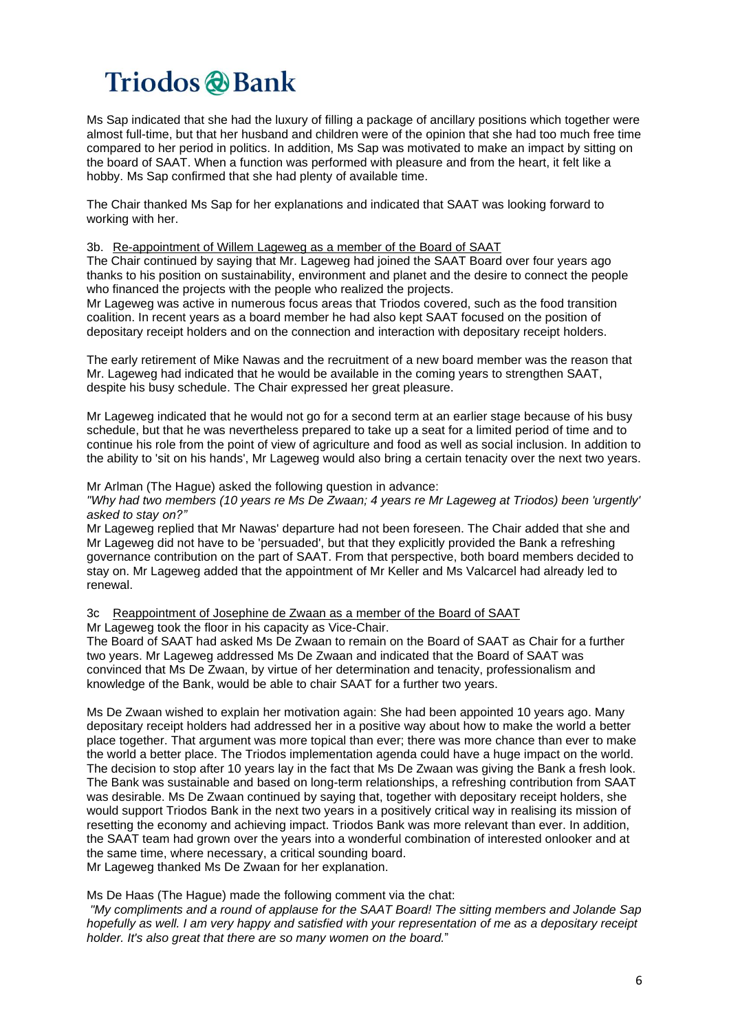Ms Sap indicated that she had the luxury of filling a package of ancillary positions which together were almost full-time, but that her husband and children were of the opinion that she had too much free time compared to her period in politics. In addition, Ms Sap was motivated to make an impact by sitting on the board of SAAT. When a function was performed with pleasure and from the heart, it felt like a hobby. Ms Sap confirmed that she had plenty of available time.

The Chair thanked Ms Sap for her explanations and indicated that SAAT was looking forward to working with her.

3b. Re-appointment of Willem Lageweg as a member of the Board of SAAT

The Chair continued by saying that Mr. Lageweg had joined the SAAT Board over four years ago thanks to his position on sustainability, environment and planet and the desire to connect the people who financed the projects with the people who realized the projects.

Mr Lageweg was active in numerous focus areas that Triodos covered, such as the food transition coalition. In recent years as a board member he had also kept SAAT focused on the position of depositary receipt holders and on the connection and interaction with depositary receipt holders.

The early retirement of Mike Nawas and the recruitment of a new board member was the reason that Mr. Lageweg had indicated that he would be available in the coming years to strengthen SAAT, despite his busy schedule. The Chair expressed her great pleasure.

Mr Lageweg indicated that he would not go for a second term at an earlier stage because of his busy schedule, but that he was nevertheless prepared to take up a seat for a limited period of time and to continue his role from the point of view of agriculture and food as well as social inclusion. In addition to the ability to 'sit on his hands', Mr Lageweg would also bring a certain tenacity over the next two years.

Mr Arlman (The Hague) asked the following question in advance:

*"Why had two members (10 years re Ms De Zwaan; 4 years re Mr Lageweg at Triodos) been 'urgently' asked to stay on?"*

Mr Lageweg replied that Mr Nawas' departure had not been foreseen. The Chair added that she and Mr Lageweg did not have to be 'persuaded', but that they explicitly provided the Bank a refreshing governance contribution on the part of SAAT. From that perspective, both board members decided to stay on. Mr Lageweg added that the appointment of Mr Keller and Ms Valcarcel had already led to renewal.

3c Reappointment of Josephine de Zwaan as a member of the Board of SAAT

Mr Lageweg took the floor in his capacity as Vice-Chair.

The Board of SAAT had asked Ms De Zwaan to remain on the Board of SAAT as Chair for a further two years. Mr Lageweg addressed Ms De Zwaan and indicated that the Board of SAAT was convinced that Ms De Zwaan, by virtue of her determination and tenacity, professionalism and knowledge of the Bank, would be able to chair SAAT for a further two years.

Ms De Zwaan wished to explain her motivation again: She had been appointed 10 years ago. Many depositary receipt holders had addressed her in a positive way about how to make the world a better place together. That argument was more topical than ever; there was more chance than ever to make the world a better place. The Triodos implementation agenda could have a huge impact on the world. The decision to stop after 10 years lay in the fact that Ms De Zwaan was giving the Bank a fresh look. The Bank was sustainable and based on long-term relationships, a refreshing contribution from SAAT was desirable. Ms De Zwaan continued by saying that, together with depositary receipt holders, she would support Triodos Bank in the next two years in a positively critical way in realising its mission of resetting the economy and achieving impact. Triodos Bank was more relevant than ever. In addition, the SAAT team had grown over the years into a wonderful combination of interested onlooker and at the same time, where necessary, a critical sounding board.

Mr Lageweg thanked Ms De Zwaan for her explanation.

Ms De Haas (The Hague) made the following comment via the chat:

*"My compliments and a round of applause for the SAAT Board! The sitting members and Jolande Sap hopefully as well. I am very happy and satisfied with your representation of me as a depositary receipt holder. It's also great that there are so many women on the board."*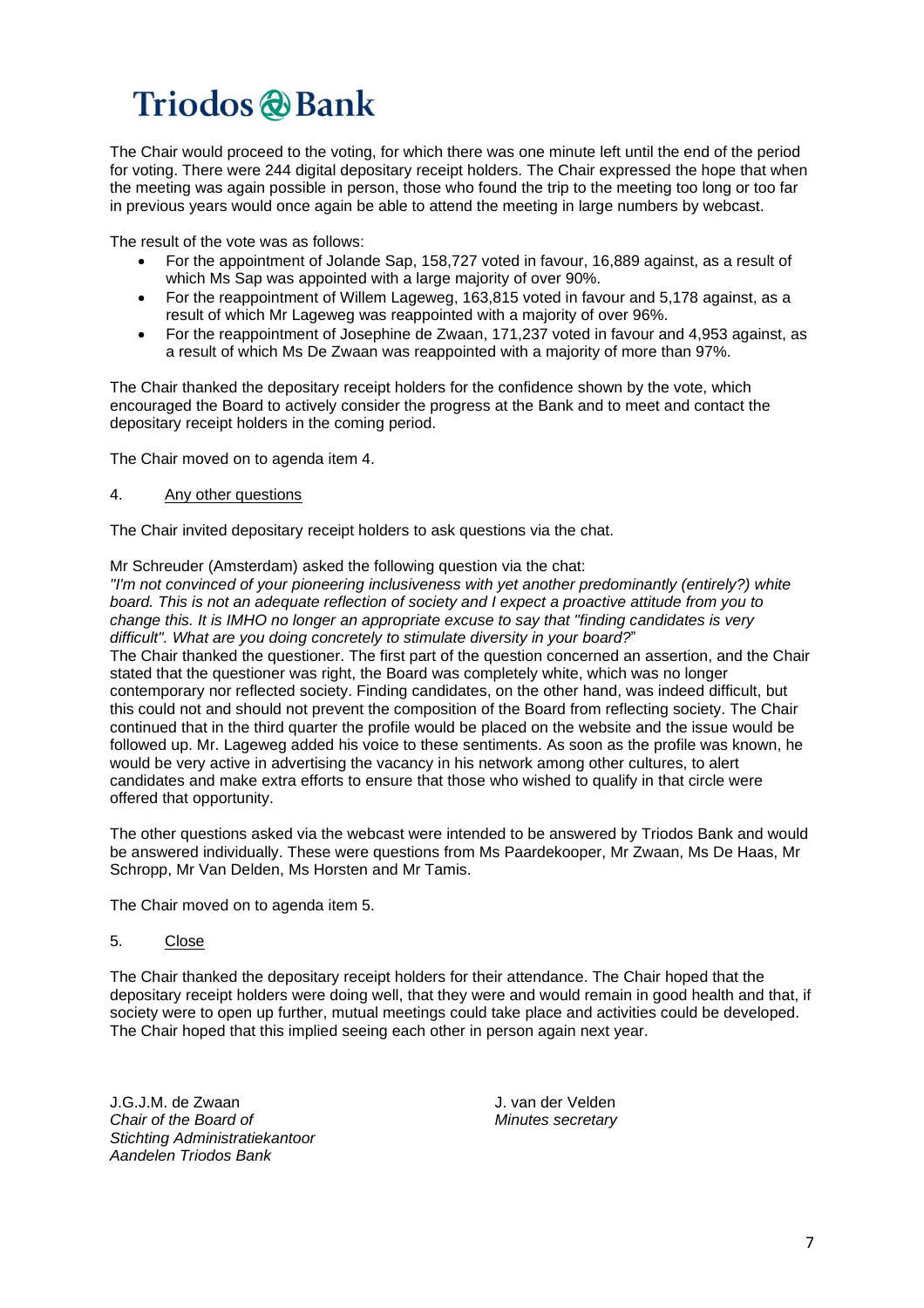The Chair would proceed to the voting, for which there was one minute left until the end of the period for voting. There were 244 digital depositary receipt holders. The Chair expressed the hope that when the meeting was again possible in person, those who found the trip to the meeting too long or too far in previous years would once again be able to attend the meeting in large numbers by webcast.

The result of the vote was as follows:

- For the appointment of Jolande Sap, 158,727 voted in favour, 16,889 against, as a result of which Ms Sap was appointed with a large majority of over 90%.
- For the reappointment of Willem Lageweg, 163,815 voted in favour and 5,178 against, as a result of which Mr Lageweg was reappointed with a majority of over 96%.
- For the reappointment of Josephine de Zwaan, 171,237 voted in favour and 4,953 against, as a result of which Ms De Zwaan was reappointed with a majority of more than 97%.

The Chair thanked the depositary receipt holders for the confidence shown by the vote, which encouraged the Board to actively consider the progress at the Bank and to meet and contact the depositary receipt holders in the coming period.

The Chair moved on to agenda item 4.

4. Any other questions

The Chair invited depositary receipt holders to ask questions via the chat.

Mr Schreuder (Amsterdam) asked the following question via the chat:
*"I'm not convinced of your pioneering inclusiveness with yet another predominantly (entirely?) white board. This is not an adequate reflection of society and I expect a proactive attitude from you to change this. It is IMHO no longer an appropriate excuse to say that "finding candidates is very difficult". What are you doing concretely to stimulate diversity in your board?"*
The Chair thanked the questioner. The first part of the question concerned an assertion, and the Chair stated that the questioner was right, the Board was completely white, which was no longer contemporary nor reflected society. Finding candidates, on the other hand, was indeed difficult, but this could not and should not prevent the composition of the Board from reflecting society. The Chair continued that in the third quarter the profile would be placed on the website and the issue would be followed up. Mr. Lageweg added his voice to these sentiments. As soon as the profile was known, he would be very active in advertising the vacancy in his network among other cultures, to alert candidates and make extra efforts to ensure that those who wished to qualify in that circle were offered that opportunity.

The other questions asked via the webcast were intended to be answered by Triodos Bank and would be answered individually. These were questions from Ms Paardekooper, Mr Zwaan, Ms De Haas, Mr Schropp, Mr Van Delden, Ms Horsten and Mr Tamis.

The Chair moved on to agenda item 5.

5. Close

The Chair thanked the depositary receipt holders for their attendance. The Chair hoped that the depositary receipt holders were doing well, that they were and would remain in good health and that, if society were to open up further, mutual meetings could take place and activities could be developed. The Chair hoped that this implied seeing each other in person again next year.

J.G.J.M. de Zwaan
*Chair of the Board of*
*Stichting Administratiekantoor*
*Aandelen Triodos Bank*

J. van der Velden
*Minutes secretary*